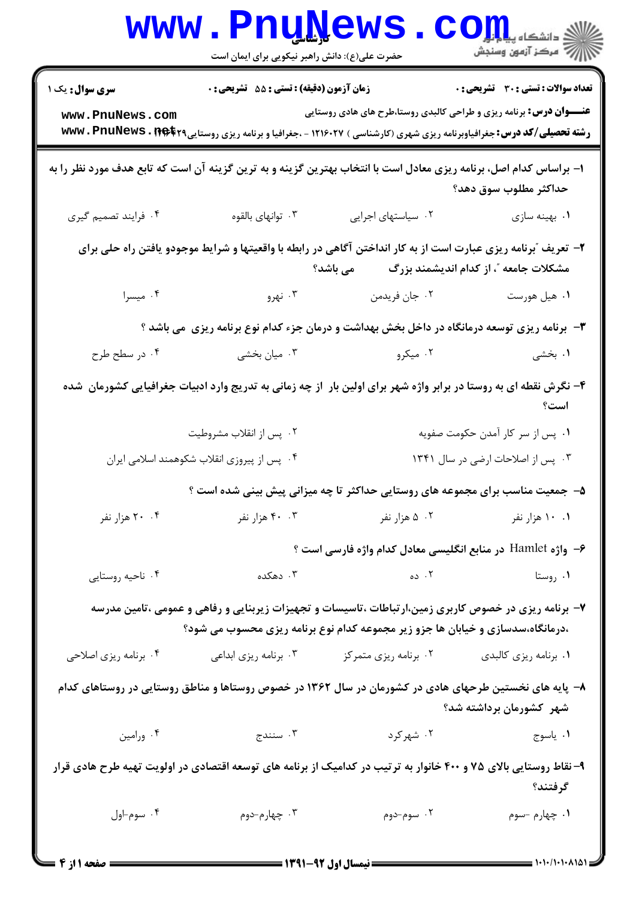**سری سوال:** یک ۱

**زمان آزمون (دقیقه) : تستی : ۵۵ تشریحی : ۰**

**تعداد سوالات : تستی : ۳۰ تشریحی : ۰**

**عنـــوان درس:** برنامه ریزی و طراحی کالبدی روستا،طرح های هادی روستایی

**رشته تحصیلی/کد درس:** جغرافیاوبرنامه ریزی شهری (کارشناسی ) ۱۲۱۶۰۲۷ - ،جغرافیا و برنامه ریزی روستایی۱۲۱۶۴۲۹

۱- براساس کدام اصل، برنامه ریزی معادل است با انتخاب بهترین گزینه و به ترین گزینه آن است که تابع هدف مورد نظر را به حداکثر مطلوب سوق دهد؟

۱. بهینه سازی
۲. سیاستهای اجرایی
۳. توانهای بالقوه
۴. فرایند تصمیم گیری

۲- تعریف "برنامه ریزی عبارت است از به کار انداختن آگاهی در رابطه با واقعیتها و شرایط موجودو یافتن راه حلی برای مشکلات جامعه "، از کدام اندیشمند بزرگ می باشد؟

۱. هیل هورست
۲. جان فریدمن
۳. نهرو
۴. میسرا

۳- برنامه ریزی توسعه درمانگاه در داخل بخش بهداشت و درمان جزء کدام نوع برنامه ریزی می باشد ؟

۱. بخشی
۲. میکرو
۳. میان بخشی
۴. در سطح طرح

۴- نگرش نقطه ای به روستا در برابر واژه شهر برای اولین بار از چه زمانی به تدریج وارد ادبیات جغرافیایی کشورمان شده است؟

۱. پس از سر کار آمدن حکومت صفویه
۲. پس از انقلاب مشروطیت
۳. پس از اصلاحات ارضی در سال ۱۳۴۱
۴. پس از پیروزی انقلاب شکوهمند اسلامی ایران

۵- جمعیت مناسب برای مجموعه های روستایی حداکثر تا چه میزانی پیش بینی شده است ؟

۱. ۱۰ هزار نفر
۲. ۵ هزار نفر
۳. ۴۰ هزار نفر
۴. ۲۰ هزار نفر

۶- واژه Hamlet در منابع انگلیسی معادل کدام واژه فارسی است ؟

۱. روستا
۲. ده
۳. دهکده
۴. ناحیه روستایی

۷- برنامه ریزی در خصوص کاربری زمین،ارتباطات ،تاسیسات و تجهیزات زیربنایی و رفاهی و عمومی ،تامین مدرسه ،درمانگاه،سدسازی و خیابان ها جزو زیر مجموعه کدام نوع برنامه ریزی محسوب می شود؟

۱. برنامه ریزی کالبدی
۲. برنامه ریزی متمرکز
۳. برنامه ریزی ابداعی
۴. برنامه ریزی اصلاحی

۸- پایه های نخستین طرحهای هادی در کشورمان در سال ۱۳۶۲ در خصوص روستاها و مناطق روستایی در روستاهای کدام شهر کشورمان برداشته شد؟

۱. یاسوج
۲. شهرکرد
۳. سنندج
۴. ورامین

۹- نقاط روستایی بالای ۷۵ و ۴۰۰ خانوار به ترتیب در کدامیک از برنامه های توسعه اقتصادی در اولویت تهیه طرح هادی قرار گرفتند؟

۱. چهارم -سوم
۲. سوم-دوم
۳. چهارم-دوم
۴. سوم-اول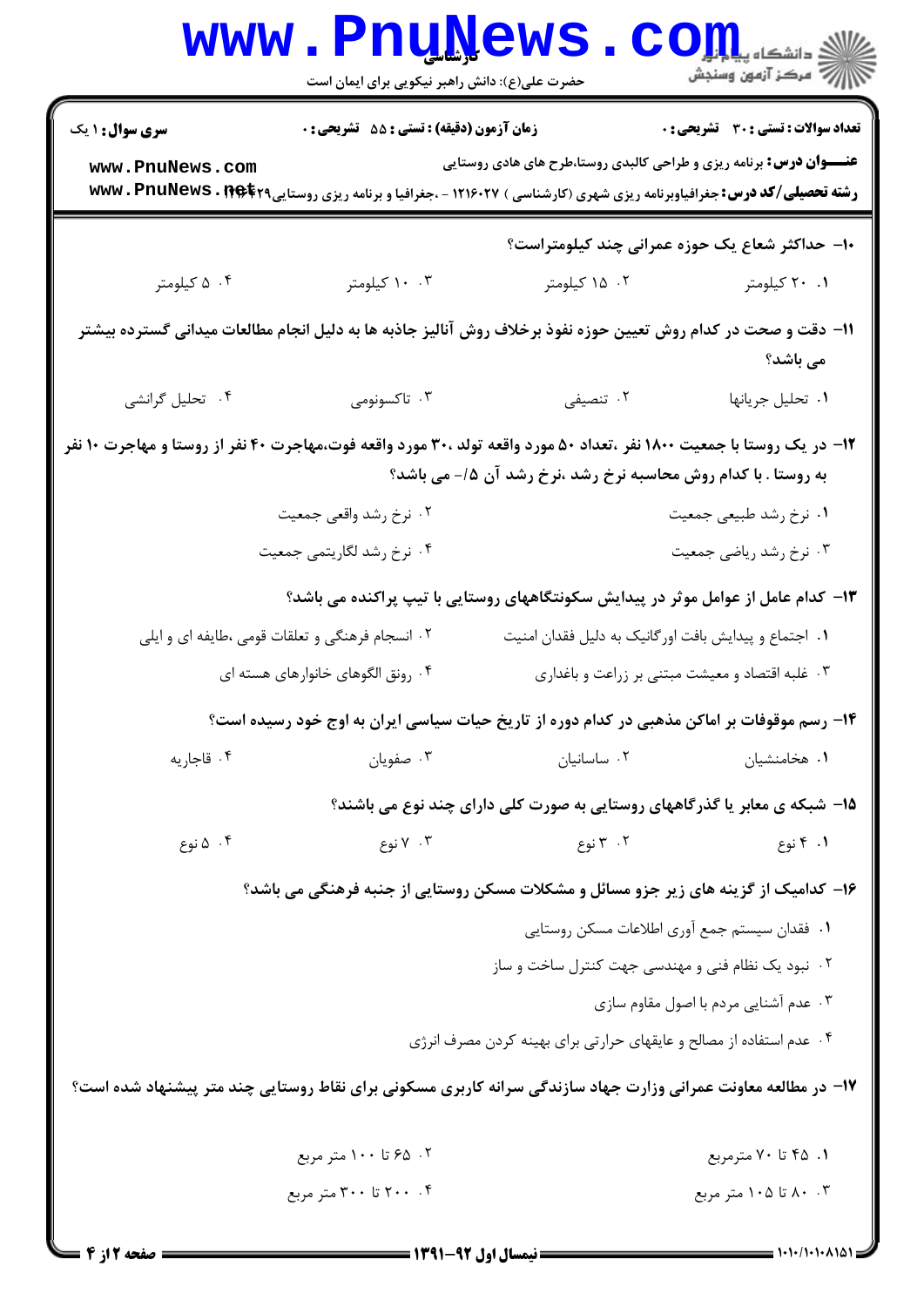۱۰- حداکثر شعاع یک حوزه عمرانی چند کیلومتراست؟

۱. ۲۰ کیلومتر
۲. ۱۵ کیلومتر
۳. ۱۰ کیلومتر
۴. ۵ کیلومتر

۱۱- دقت و صحت در کدام روش تعیین حوزه نفوذ برخلاف روش آنالیز جاذبه ها به دلیل انجام مطالعات میدانی گسترده بیشتر می باشد؟

۱. تحلیل جریانها
۲. تنصیفی
۳. تاکسونومی
۴. تحلیل گرانشی

۱۲- در یک روستا با جمعیت ۱۸۰۰ نفر ،تعداد ۵۰ مورد واقعه تولد ،۳۰ مورد واقعه فوت،مهاجرت ۴۰ نفر از روستا و مهاجرت ۱۰ نفر به روستا . با کدام روش محاسبه نرخ رشد ،نرخ رشد آن ۰/۵- می باشد؟

۱. نرخ رشد طبیعی جمعیت
۲. نرخ رشد واقعی جمعیت
۳. نرخ رشد ریاضی جمعیت
۴. نرخ رشد لگاریتمی جمعیت

۱۳- کدام عامل از عوامل موثر در پیدایش سکونتگاههای روستایی با تیپ پراکنده می باشد؟

۱. اجتماع و پیدایش بافت اورگانیک به دلیل فقدان امنیت
۲. انسجام فرهنگی و تعلقات قومی ،طایفه ای و ایلی
۳. غلبه اقتصاد و معیشت مبتنی بر زراعت و باغداری
۴. رونق الگوهای خانوارهای هسته ای

۱۴- رسم موقوفات بر اماکن مذهبی در کدام دوره از تاریخ حیات سیاسی ایران به اوج خود رسیده است؟

۱. هخامنشیان
۲. ساسانیان
۳. صفویان
۴. قاجاریه

۱۵- شبکه ی معابر یا گذرگاههای روستایی به صورت کلی دارای چند نوع می باشند؟

۱. ۴ نوع
۲. ۳ نوع
۳. ۷ نوع
۴. ۵ نوع

۱۶- کدامیک از گزینه های زیر جزو مسائل و مشکلات مسکن روستایی از جنبه فرهنگی می باشد؟

۱. فقدان سیستم جمع آوری اطلاعات مسکن روستایی
۲. نبود یک نظام فنی و مهندسی جهت کنترل ساخت و ساز
۳. عدم آشنایی مردم با اصول مقاوم سازی
۴. عدم استفاده از مصالح و عایقهای حرارتی برای بهینه کردن مصرف انرژی

۱۷- در مطالعه معاونت عمرانی وزارت جهاد سازندگی سرانه کاربری مسکونی برای نقاط روستایی چند متر پیشنهاد شده است؟

۱. ۴۵ تا ۷۰ مترمربع
۲. ۶۵ تا ۱۰۰ متر مربع
۳. ۸۰ تا ۱۰۵ متر مربع
۴. ۲۰۰ تا ۳۰۰ متر مربع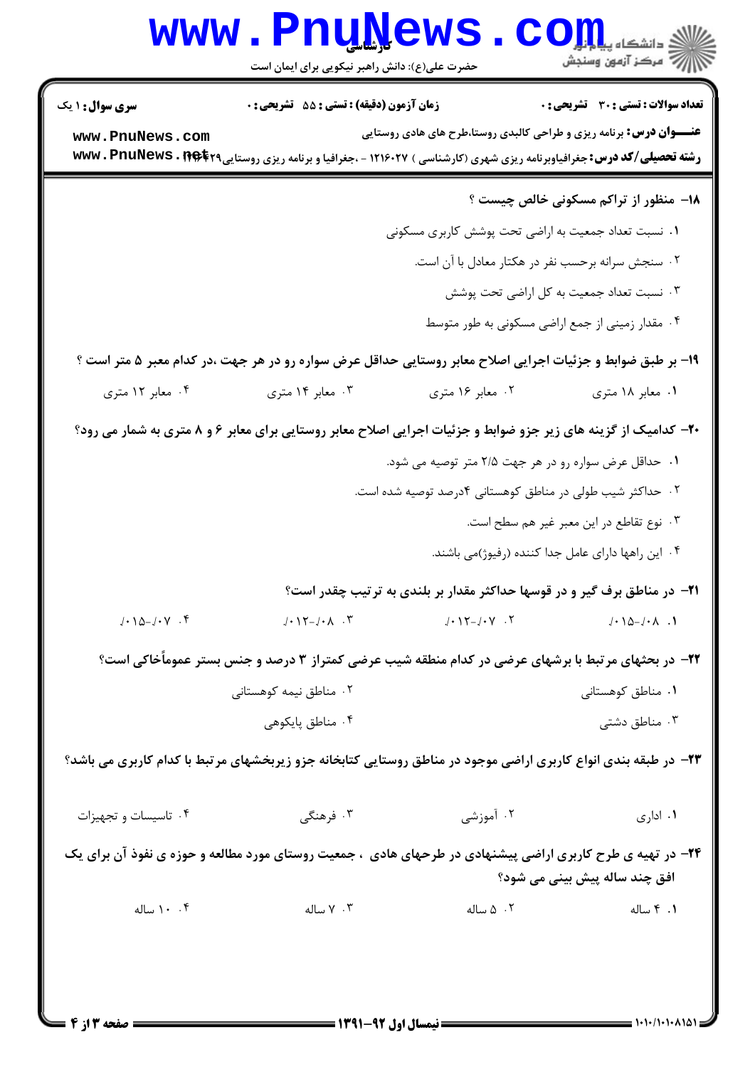۱۸- منظور از تراکم مسکونی خالص چیست ؟

۱. نسبت تعداد جمعیت به اراضی تحت پوشش کاربری مسکونی

۲. سنجش سرانه برحسب نفر در هکتار معادل با آن است.

۳. نسبت تعداد جمعیت به کل اراضی تحت پوشش

۴. مقدار زمینی از جمع اراضی مسکونی به طور متوسط

۱۹- بر طبق ضوابط و جزئیات اجرایی اصلاح معابر روستایی حداقل عرض سواره رو در هر جهت ،در کدام معبر ۵ متر است ؟

۱. معابر ۱۸ متری
۲. معابر ۱۶ متری
۳. معابر ۱۴ متری
۴. معابر ۱۲ متری

۲۰- کدامیک از گزینه های زیر جزو ضوابط و جزئیات اجرایی اصلاح معابر روستایی برای معابر ۶ و ۸ متری به شمار می رود؟

۱. حداقل عرض سواره رو در هر جهت ۲/۵ متر توصیه می شود.

۲. حداکثر شیب طولی در مناطق کوهستانی ۴درصد توصیه شده است.

۳. نوع تقاطع در این معبر غیر هم سطح است.

۴. این راهها دارای عامل جدا کننده (رفیوژ)می باشند.

۲۱- در مناطق برف گیر و در قوسها حداکثر مقدار بر بلندی به ترتیب چقدر است؟

۱. ۰/۰۸-۰/۰۱۵
۲. ۰/۰۷-۰/۰۱۲
۳. ۰/۰۸-۰/۰۱۲
۴. ۰/۰۷-۰/۰۱۵

۲۲- در بحثهای مرتبط با برشهای عرضی در کدام منطقه شیب عرضی کمتراز ۳ درصد و جنس بستر عموماًخاکی است؟

۱. مناطق کوهستانی
۲. مناطق نیمه کوهستانی
۳. مناطق دشتی
۴. مناطق پایکوهی

۲۳- در طبقه بندی انواع کاربری اراضی موجود در مناطق روستایی کتابخانه جزو زیربخشهای مرتبط با کدام کاربری می باشد؟

۱. اداری
۲. آموزشی
۳. فرهنگی
۴. تاسیسات و تجهیزات

۲۴- در تهیه ی طرح کاربری اراضی پیشنهادی در طرحهای هادی ، جمعیت روستای مورد مطالعه و حوزه ی نفوذ آن برای یک افق چند ساله پیش بینی می شود؟

۱. ۴ ساله
۲. ۵ ساله
۳. ۷ ساله
۴. ۱۰ ساله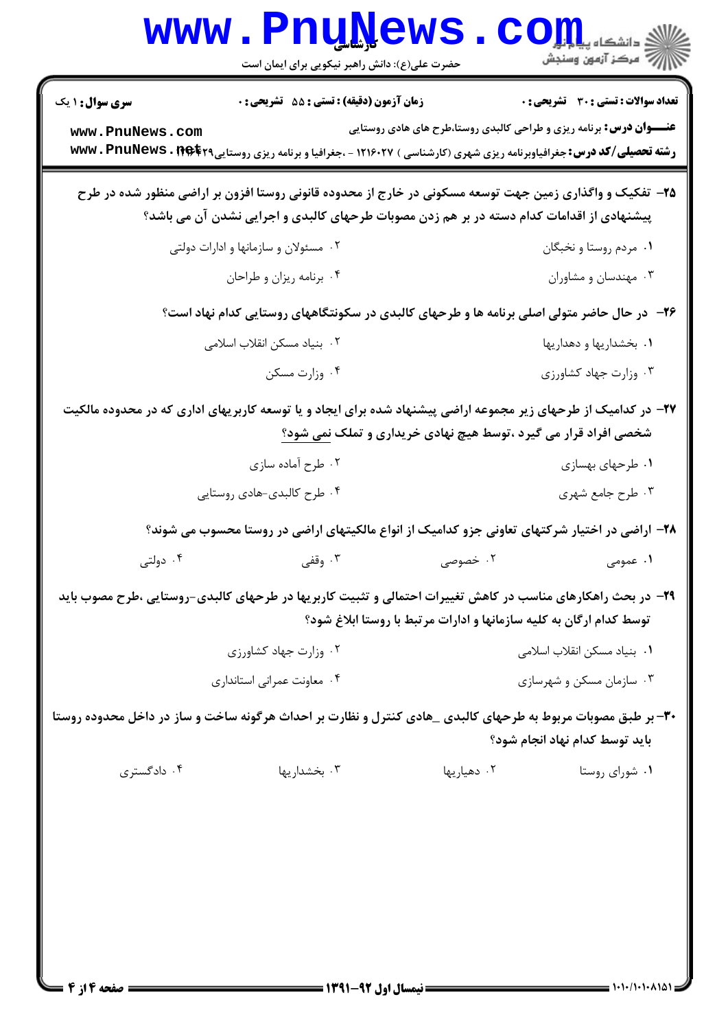۲۵- تفکیک و واگذاری زمین جهت توسعه مسکونی در خارج از محدوده قانونی روستا افزون بر اراضی منظور شده در طرح پیشنهادی از اقدامات کدام دسته در بر هم زدن مصوبات طرحهای کالبدی و اجرایی نشدن آن می باشد؟

۱. مردم روستا و نخبگان

۲. مسئولان و سازمانها و ادارات دولتی

۳. مهندسان و مشاوران

۴. برنامه ریزان و طراحان

۲۶- در حال حاضر متولی اصلی برنامه ها و طرحهای کالبدی در سکونتگاههای روستایی کدام نهاد است؟

۱. بخشداریها و دهداریها

۲. بنیاد مسکن انقلاب اسلامی

۳. وزارت جهاد کشاورزی

۴. وزارت مسکن

۲۷- در کدامیک از طرحهای زیر مجموعه اراضی پیشنهاد شده برای ایجاد و یا توسعه کاربریهای اداری که در محدوده مالکیت شخصی افراد قرار می گیرد ،توسط هیچ نهادی خریداری و تملک نمی شود؟

۱. طرحهای بهسازی

۲. طرح آماده سازی

۳. طرح جامع شهری

۴. طرح کالبدی-هادی روستایی

۲۸- اراضی در اختیار شرکتهای تعاونی جزو کدامیک از انواع مالکیتهای اراضی در روستا محسوب می شوند؟

۱. عمومی

۲. خصوصی

۳. وقفی

۴. دولتی

۲۹- در بحث راهکارهای مناسب در کاهش تغییرات احتمالی و تثبیت کاربریها در طرحهای کالبدی-روستایی ،طرح مصوب باید توسط کدام ارگان به کلیه سازمانها و ادارات مرتبط با روستا ابلاغ شود؟

۱. بنیاد مسکن انقلاب اسلامی

۲. وزارت جهاد کشاورزی

۳. سازمان مسکن و شهرسازی

۴. معاونت عمرانی استانداری

۳۰- بر طبق مصوبات مربوط به طرحهای کالبدی _هادی کنترل و نظارت بر احداث هرگونه ساخت و ساز در داخل محدوده روستا باید توسط کدام نهاد انجام شود؟

۱. شورای روستا

۲. دهیاریها

۳. بخشداریها

۴. دادگستری